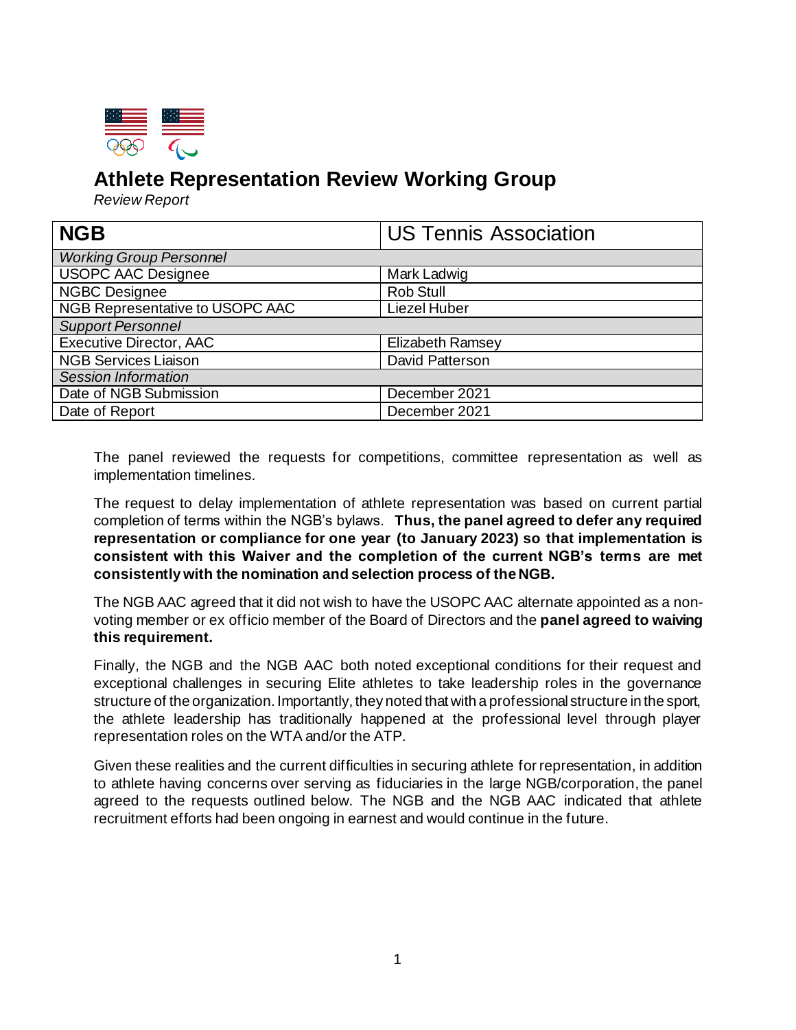# Athlete Representation Review Working Group

*Review Report*

| **NGB** | US Tennis Association |
|---|---|
| *Working Group Personnel* | |
| USOPC AAC Designee | Mark Ladwig |
| NGBC Designee | Rob Stull |
| NGB Representative to USOPC AAC | Liezel Huber |
| *Support Personnel* | |
| Executive Director, AAC | Elizabeth Ramsey |
| NGB Services Liaison | David Patterson |
| *Session Information* | |
| Date of NGB Submission | December 2021 |
| Date of Report | December 2021 |

The panel reviewed the requests for competitions, committee representation as well as implementation timelines.

The request to delay implementation of athlete representation was based on current partial completion of terms within the NGB's bylaws. **Thus, the panel agreed to defer any required representation or compliance for one year (to January 2023) so that implementation is consistent with this Waiver and the completion of the current NGB's terms are met consistently with the nomination and selection process of the NGB.**

The NGB AAC agreed that it did not wish to have the USOPC AAC alternate appointed as a non-voting member or ex officio member of the Board of Directors and the **panel agreed to waiving this requirement.**

Finally, the NGB and the NGB AAC both noted exceptional conditions for their request and exceptional challenges in securing Elite athletes to take leadership roles in the governance structure of the organization. Importantly, they noted that with a professional structure in the sport, the athlete leadership has traditionally happened at the professional level through player representation roles on the WTA and/or the ATP.

Given these realities and the current difficulties in securing athlete for representation, in addition to athlete having concerns over serving as fiduciaries in the large NGB/corporation, the panel agreed to the requests outlined below. The NGB and the NGB AAC indicated that athlete recruitment efforts had been ongoing in earnest and would continue in the future.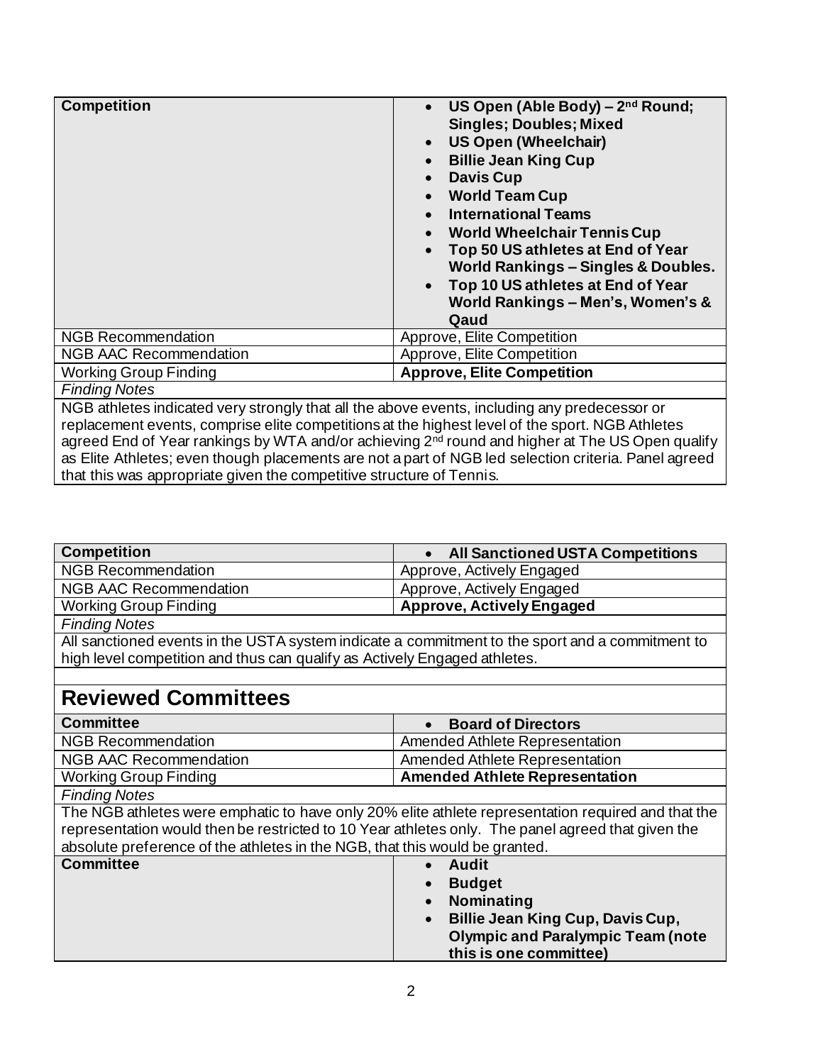| Competition | <ul><li>**US Open (Able Body) – 2nd Round; Singles; Doubles; Mixed**</li><li>**US Open (Wheelchair)**</li><li>**Billie Jean King Cup**</li><li>**Davis Cup**</li><li>**World Team Cup**</li><li>**International Teams**</li><li>**World Wheelchair Tennis Cup**</li><li>**Top 50 US athletes at End of Year World Rankings – Singles & Doubles.**</li><li>**Top 10 US athletes at End of Year World Rankings – Men's, Women's & Qaud**</li></ul> |
|---|---|
| NGB Recommendation | Approve, Elite Competition |
| NGB AAC Recommendation | Approve, Elite Competition |
| Working Group Finding | **Approve, Elite Competition** |
| *Finding Notes* | |
| NGB athletes indicated very strongly that all the above events, including any predecessor or replacement events, comprise elite competitions at the highest level of the sport. NGB Athletes agreed End of Year rankings by WTA and/or achieving 2nd round and higher at The US Open qualify as Elite Athletes; even though placements are not a part of NGB led selection criteria. Panel agreed that this was appropriate given the competitive structure of Tennis. | |

| Competition | <ul><li>**All Sanctioned USTA Competitions**</li></ul> |
|---|---|
| NGB Recommendation | Approve, Actively Engaged |
| NGB AAC Recommendation | Approve, Actively Engaged |
| Working Group Finding | **Approve, Actively Engaged** |
| *Finding Notes* | |
| All sanctioned events in the USTA system indicate a commitment to the sport and a commitment to high level competition and thus can qualify as Actively Engaged athletes. | |

## Reviewed Committees

| Committee | <ul><li>**Board of Directors**</li></ul> |
|---|---|
| NGB Recommendation | Amended Athlete Representation |
| NGB AAC Recommendation | Amended Athlete Representation |
| Working Group Finding | **Amended Athlete Representation** |
| *Finding Notes* | |
| The NGB athletes were emphatic to have only 20% elite athlete representation required and that the representation would then be restricted to 10 Year athletes only. The panel agreed that given the absolute preference of the athletes in the NGB, that this would be granted. | |
| **Committee** | <ul><li>**Audit**</li><li>**Budget**</li><li>**Nominating**</li><li>**Billie Jean King Cup, Davis Cup, Olympic and Paralympic Team (note this is one committee)**</li></ul> |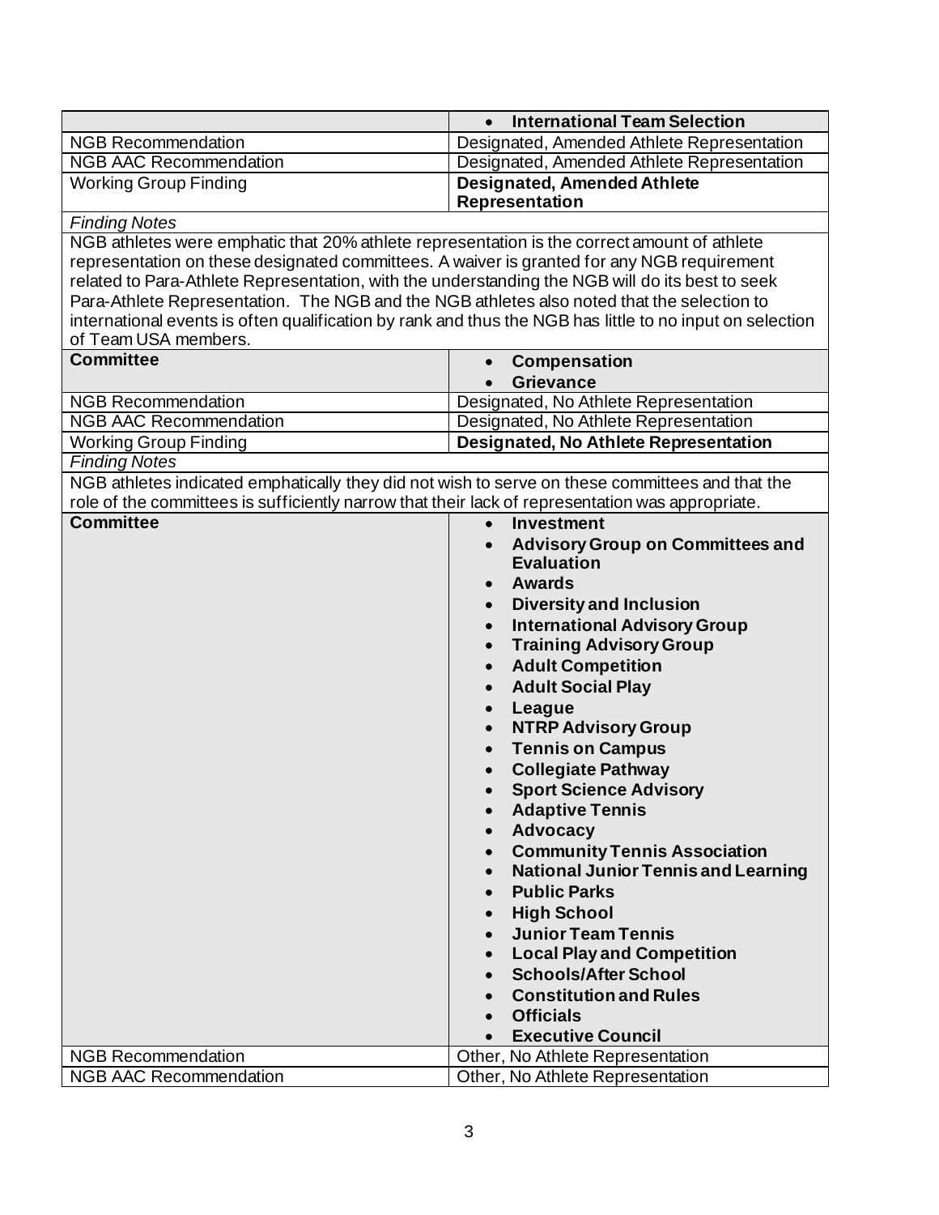| | • **International Team Selection** |
|---|---|
| NGB Recommendation | Designated, Amended Athlete Representation |
| NGB AAC Recommendation | Designated, Amended Athlete Representation |
| Working Group Finding | **Designated, Amended Athlete Representation** |
| *Finding Notes* | |
| NGB athletes were emphatic that 20% athlete representation is the correct amount of athlete representation on these designated committees. A waiver is granted for any NGB requirement related to Para-Athlete Representation, with the understanding the NGB will do its best to seek Para-Athlete Representation. The NGB and the NGB athletes also noted that the selection to international events is often qualification by rank and thus the NGB has little to no input on selection of Team USA members. | |
| **Committee** | • **Compensation**<br>• **Grievance** |
| NGB Recommendation | Designated, No Athlete Representation |
| NGB AAC Recommendation | Designated, No Athlete Representation |
| Working Group Finding | **Designated, No Athlete Representation** |
| *Finding Notes* | |
| NGB athletes indicated emphatically they did not wish to serve on these committees and that the role of the committees is sufficiently narrow that their lack of representation was appropriate. | |
| **Committee** | • **Investment**<br>• **Advisory Group on Committees and Evaluation**<br>• **Awards**<br>• **Diversity and Inclusion**<br>• **International Advisory Group**<br>• **Training Advisory Group**<br>• **Adult Competition**<br>• **Adult Social Play**<br>• **League**<br>• **NTRP Advisory Group**<br>• **Tennis on Campus**<br>• **Collegiate Pathway**<br>• **Sport Science Advisory**<br>• **Adaptive Tennis**<br>• **Advocacy**<br>• **Community Tennis Association**<br>• **National Junior Tennis and Learning**<br>• **Public Parks**<br>• **High School**<br>• **Junior Team Tennis**<br>• **Local Play and Competition**<br>• **Schools/After School**<br>• **Constitution and Rules**<br>• **Officials**<br>• **Executive Council** |
| NGB Recommendation | Other, No Athlete Representation |
| NGB AAC Recommendation | Other, No Athlete Representation |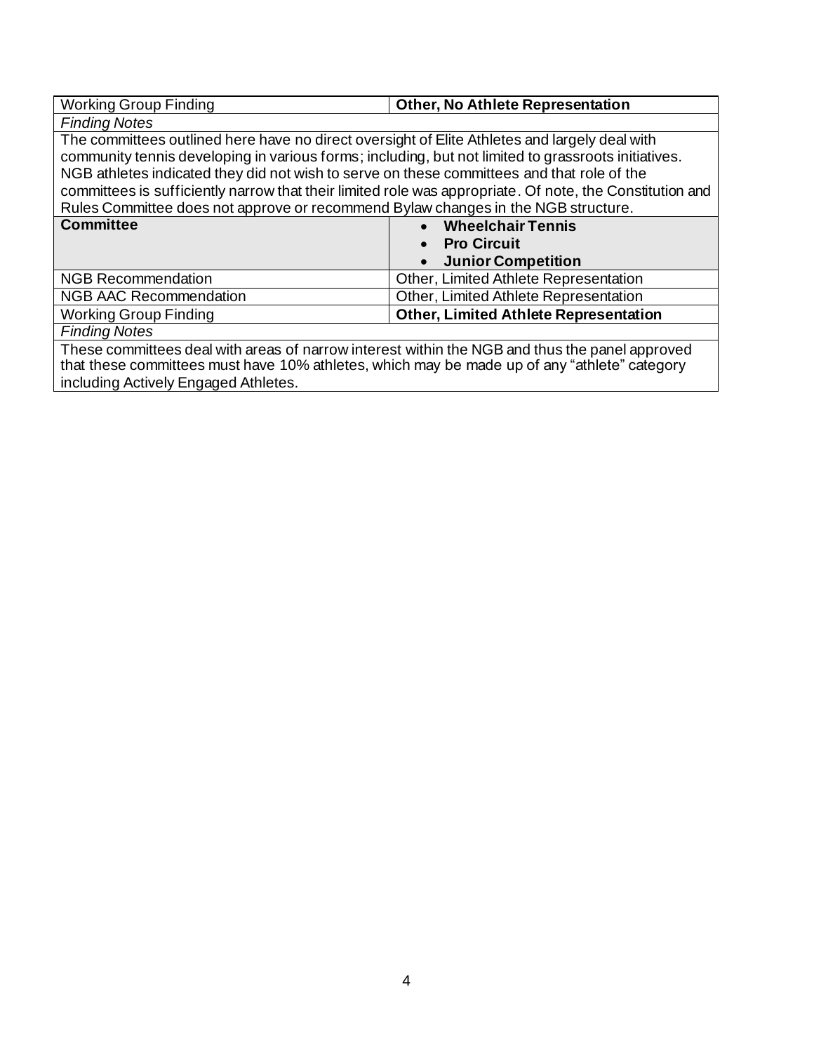| | |
|---|---|
| Working Group Finding | **Other, No Athlete Representation** |
| *Finding Notes* | |
| The committees outlined here have no direct oversight of Elite Athletes and largely deal with community tennis developing in various forms; including, but not limited to grassroots initiatives. NGB athletes indicated they did not wish to serve on these committees and that role of the committees is sufficiently narrow that their limited role was appropriate. Of note, the Constitution and Rules Committee does not approve or recommend Bylaw changes in the NGB structure. | |
| **Committee** | • **Wheelchair Tennis**<br>• **Pro Circuit**<br>• **Junior Competition** |
| NGB Recommendation | Other, Limited Athlete Representation |
| NGB AAC Recommendation | Other, Limited Athlete Representation |
| Working Group Finding | **Other, Limited Athlete Representation** |
| *Finding Notes* | |
| These committees deal with areas of narrow interest within the NGB and thus the panel approved that these committees must have 10% athletes, which may be made up of any "athlete" category including Actively Engaged Athletes. | |